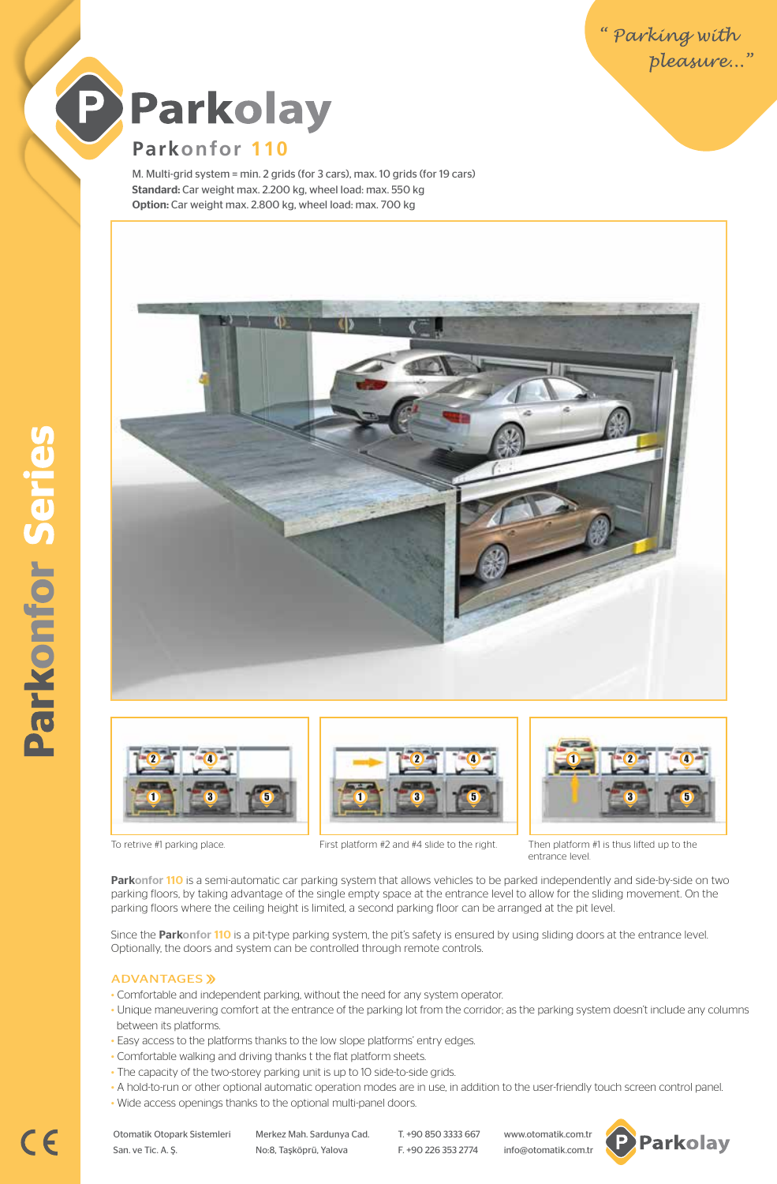"Parking with pleasure..."

# Parkolay

## Parkonfor 110

M. Multi-grid system = min. 2 grids (for 3 cars), max. 10 grids (for 19 cars)
**Standard:** Car weight max. 2.200 kg, wheel load: max. 550 kg
**Option:** Car weight max. 2.800 kg, wheel load: max. 700 kg

To retrive #1 parking place.

First platform #2 and #4 slide to the right.

Then platform #1 is thus lifted up to the entrance level.

**Park**onfor 110 is a semi-automatic car parking system that allows vehicles to be parked independently and side-by-side on two parking floors, by taking advantage of the single empty space at the entrance level to allow for the sliding movement. On the parking floors where the ceiling height is limited, a second parking floor can be arranged at the pit level.

Since the **Park**onfor 110 is a pit-type parking system, the pit's safety is ensured by using sliding doors at the entrance level. Optionally, the doors and system can be controlled through remote controls.

### ADVANTAGES »

- Comfortable and independent parking, without the need for any system operator.
- Unique maneuvering comfort at the entrance of the parking lot from the corridor; as the parking system doesn't include any columns between its platforms.
- Easy access to the platforms thanks to the low slope platforms' entry edges.
- Comfortable walking and driving thanks t the flat platform sheets.
- The capacity of the two-storey parking unit is up to 10 side-to-side grids.
- A hold-to-run or other optional automatic operation modes are in use, in addition to the user-friendly touch screen control panel.
- Wide access openings thanks to the optional multi-panel doors.

**Parkonfor Series**

Otomatik Otopark Sistemleri San. ve Tic. A. Ş. | Merkez Mah. Sardunya Cad. No:8, Taşköprü, Yalova | T. +90 850 3333 667 F. +90 226 353 2774 | www.otomatik.com.tr info@otomatik.com.tr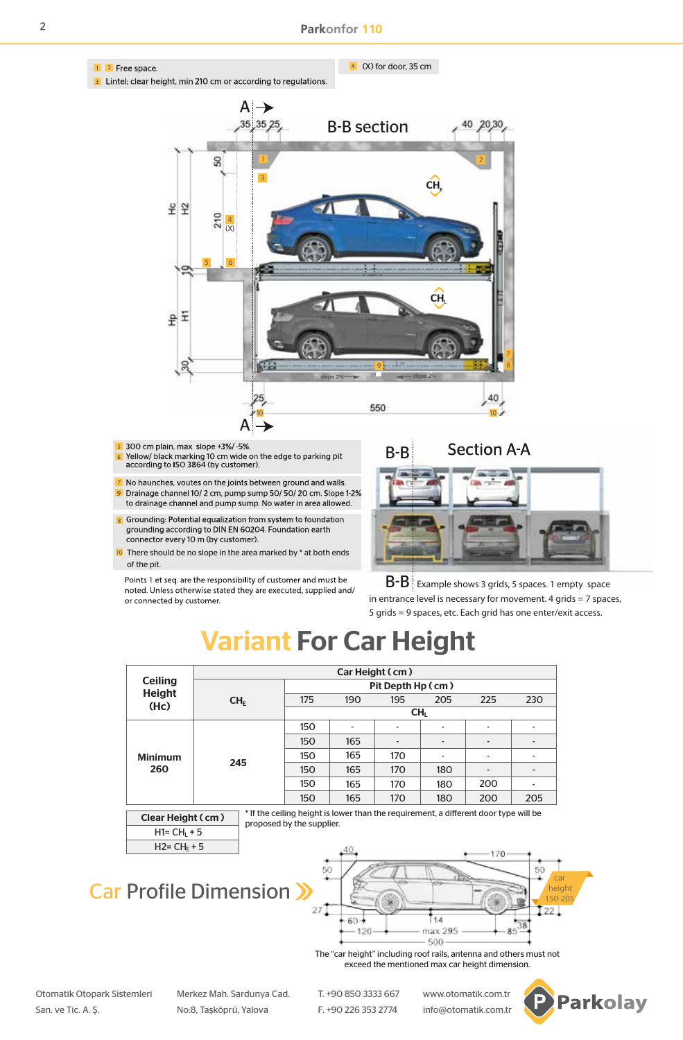1 2 Free space.
3 Lintel; clear height, min 210 cm or according to regulations.

4 (X) for door, 35 cm

## B-B section

5 300 cm plain, max slope +3%/ -5%.
6 Yellow/ black marking 10 cm wide on the edge to parking pit according to ISO 3864 (by customer).

7 No haunches, voutes on the joints between ground and walls.
9 Drainage channel 10/ 2 cm, pump sump 50/ 50/ 20 cm. Slope 1-2% to drainage channel and pump sump. No water in area allowed.

8 Grounding: Potential equalization from system to foundation grounding according to DIN EN 60204. Foundation earth connector every 10 m (by customer).
10 There should be no slope in the area marked by * at both ends of the pit.

Points 1 et seq. are the responsibility of customer and must be noted. Unless otherwise stated they are executed, supplied and/ or connected by customer.

## Section A-A

Example shows 3 grids, 5 spaces. 1 empty space in entrance level is necessary for movement. 4 grids = 7 spaces, 5 grids = 9 spaces, etc. Each grid has one enter/exit access.

# Variant For Car Height

| Ceiling Height (Hc) | Car Height ( cm ) | | | | | | |
|---|---|---|---|---|---|---|---|
| | $CH_E$ | Pit Depth Hp ( cm ) | | | | | |
| | | 175 | 190 | 195 | 205 | 225 | 230 |
| | | $CH_L$ | | | | | |
| Minimum 260 | 245 | 150 | - | - | - | - | - |
| | | 150 | 165 | - | - | - | - |
| | | 150 | 165 | 170 | - | - | - |
| | | 150 | 165 | 170 | 180 | - | - |
| | | 150 | 165 | 170 | 180 | 200 | - |
| | | 150 | 165 | 170 | 180 | 200 | 205 |

| Clear Height ( cm ) |
|---|
| $H1= CH_L + 5$ |
| $H2= CH_E + 5$ |

* If the ceiling height is lower than the requirement, a different door type will be proposed by the supplier.

## Car Profile Dimension

The "car height" including roof rails, antenna and others must not exceed the mentioned max car height dimension.

Otomatik Otopark Sistemleri San. ve Tic. A. Ş.
Merkez Mah. Sardunya Cad. No:8, Taşköprü, Yalova
T. +90 850 3333 667
F. +90 226 353 2774
www.otomatik.com.tr
info@otomatik.com.tr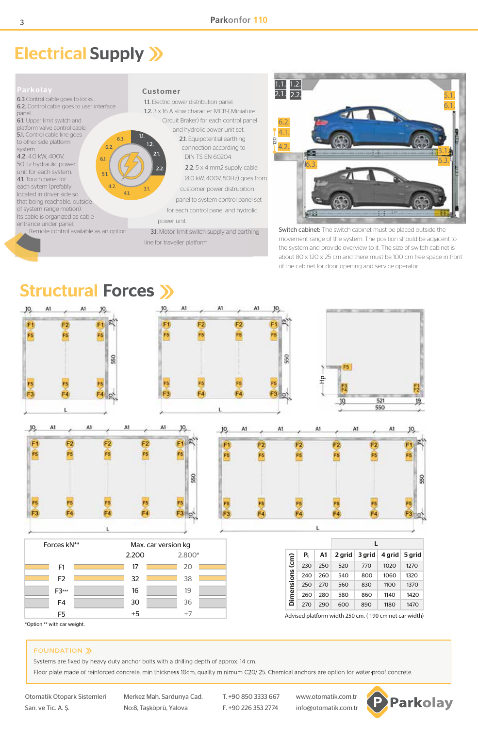# Electrical Supply

**Parkolay**

**6.3** Control cable goes to locks .
**6.2.** Control cable goes to user interface panel.
**6.1.** Upper limit switch and platform valve control cable.
**5.1.** Control cable line goes to other side platform system
**4.2.** 4.0 kW, 400V, 50Hz hydraulic power unit for each system.
**4.1.** Touch panel for each sytem (prefably located in driver side so that being reachable, outside of system range motion). Its cable is organized as cable entrance under panel.
Remote control available as an option.

**Customer**

**1.1.** Electric power distribution panel.
**1.2.** 3 x 16 A slow character MCB-( Miniature Circuit Braker) for each control panel and hydrolic power unit set.
**2.1.** Equipotential earthing connection according to DIN TS EN 60204.
**2.2.** 5 x 4 mm2 supply cable (4.0 kW, 400V, 50Hz) goes from customer power distrubition panel to system control panel set for each control panel and hydrolic power unit.
**3.1.** Motor, limit switch supply and earthing line for traveller platform.

**Switch cabinet:** The switch cabinet must be placed outside the movement range of the system. The position should be adjacent to the system and provide overview to it. The size of switch cabinet is about 80 x 120 x 25 cm and there must be 100 cm free space in front of the cabinet for door opening and service operator.

# Structural Forces

| Forces kN** | Max. car version kg 2.200 | 2.800* |
|---|---|---|
| F1 | 17 | 20 |
| F2 | 32 | 38 |
| F3*** | 16 | 19 |
| F4 | 30 | 36 |
| F5 | ±5 | ±7 |

*Option ** with car weight.

| Dimensions (cm) $P_u$ | A1 | L 2 grid | 3 grid | 4 grid | 5 grid |
|---|---|---|---|---|---|
| 230 | 250 | 520 | 770 | 1020 | 1270 |
| 240 | 260 | 540 | 800 | 1060 | 1320 |
| 250 | 270 | 560 | 830 | 1100 | 1370 |
| 260 | 280 | 580 | 860 | 1140 | 1420 |
| 270 | 290 | 600 | 890 | 1180 | 1470 |

Advised platform width 250 cm. ( 190 cm net car width)

## FOUNDATION

Systems are fixed by heavy duty anchor bolts with a drilling depth of approx. 14 cm.

Floor plate made of reinforced concrete, min thickness 18cm, quality minimum C20/ 25. Chemical anchors are option for water-proof concrete.

Otomatik Otopark Sistemleri San. ve Tic. A. Ş. | Merkez Mah. Sardunya Cad. No:8, Taşköprü, Yalova | T. +90 850 3333 667 F. +90 226 353 2774 | www.otomatik.com.tr info@otomatik.com.tr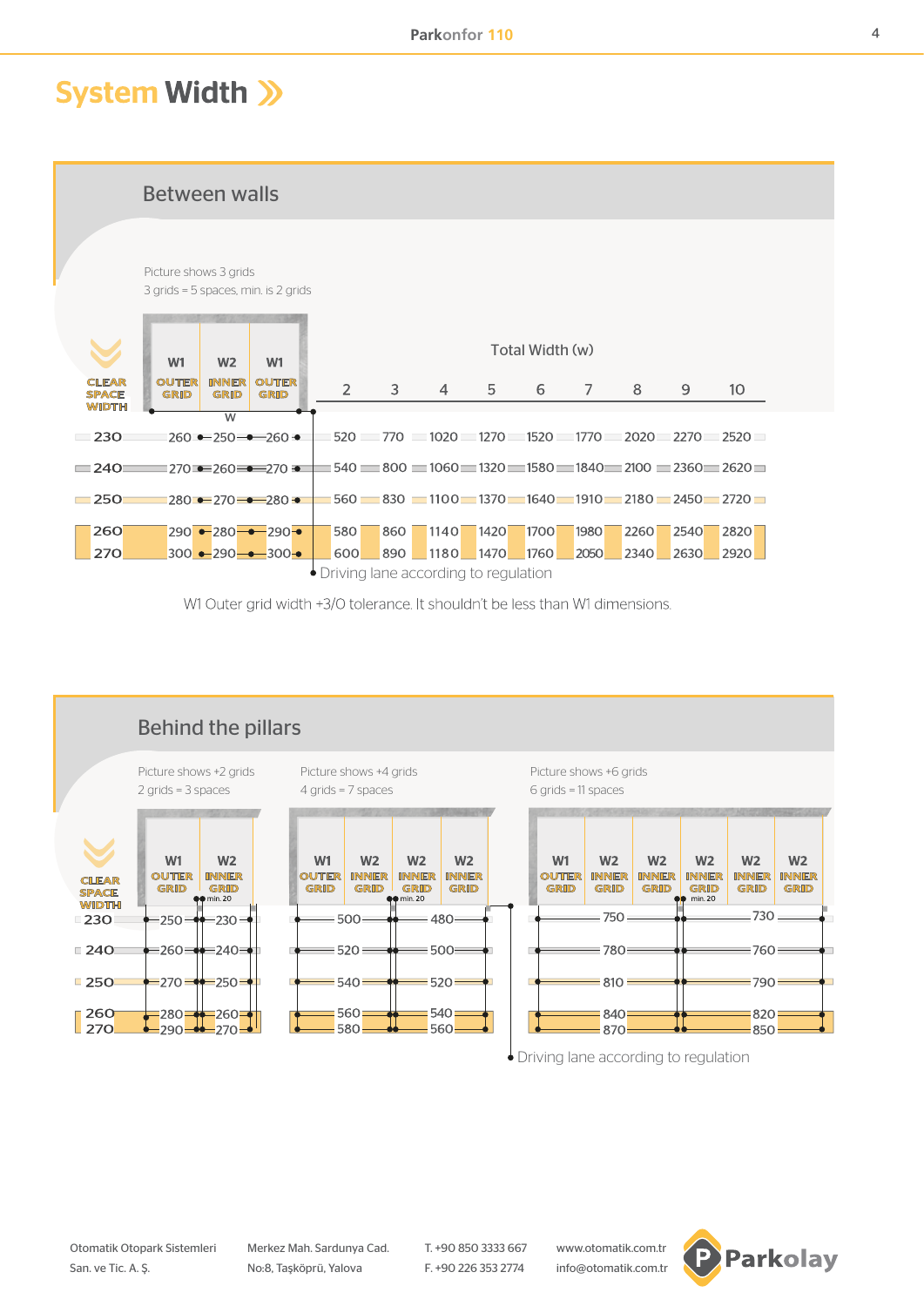# System Width »

## Between walls

Picture shows 3 grids
3 grids = 5 spaces, min. is 2 grids

| CLEAR SPACE WIDTH | W1 OUTER GRID | W2 INNER GRID | W1 OUTER GRID | 2 | 3 | 4 | 5 | 6 | 7 | 8 | 9 | 10 |
|---|---|---|---|---|---|---|---|---|---|---|---|---|
| | | | | Total Width (w) | | | | | | | | |
| 230 | 260 | 250 | 260 | 520 | 770 | 1020 | 1270 | 1520 | 1770 | 2020 | 2270 | 2520 |
| 240 | 270 | 260 | 270 | 540 | 800 | 1060 | 1320 | 1580 | 1840 | 2100 | 2360 | 2620 |
| 250 | 280 | 270 | 280 | 560 | 830 | 1100 | 1370 | 1640 | 1910 | 2180 | 2450 | 2720 |
| 260 | 290 | 280 | 290 | 580 | 860 | 1140 | 1420 | 1700 | 1980 | 2260 | 2540 | 2820 |
| 270 | 300 | 290 | 300 | 600 | 890 | 1180 | 1470 | 1760 | 2050 | 2340 | 2630 | 2920 |

• Driving lane according to regulation

W1 Outer grid width +3/0 tolerance. It shouldn't be less than W1 dimensions.

## Behind the pillars

Picture shows +2 grids
2 grids = 3 spaces

Picture shows +4 grids
4 grids = 7 spaces

Picture shows +6 grids
6 grids = 11 spaces

| CLEAR SPACE WIDTH | +2 grids: W1 OUTER GRID | +2 grids: W2 INNER GRID (min. 20) | +4 grids: W1 OUTER GRID + W2 INNER GRID | +4 grids: W2 INNER GRID + W2 INNER GRID (min. 20) | +6 grids: W1 OUTER GRID + W2 INNER GRID + W2 INNER GRID | +6 grids: W2 INNER GRID + W2 INNER GRID + W2 INNER GRID (min. 20) |
|---|---|---|---|---|---|---|
| 230 | 250 | 230 | 500 | 480 | 750 | 730 |
| 240 | 260 | 240 | 520 | 500 | 780 | 760 |
| 250 | 270 | 250 | 540 | 520 | 810 | 790 |
| 260 | 280 | 260 | 560 | 540 | 840 | 820 |
| 270 | 290 | 270 | 580 | 560 | 870 | 850 |

• Driving lane according to regulation

Otomatik Otopark Sistemleri San. ve Tic. A. Ş. | Merkez Mah. Sardunya Cad. No:8, Taşköprü, Yalova | T. +90 850 3333 667 F. +90 226 353 2774 | www.otomatik.com.tr info@otomatik.com.tr | Parkolay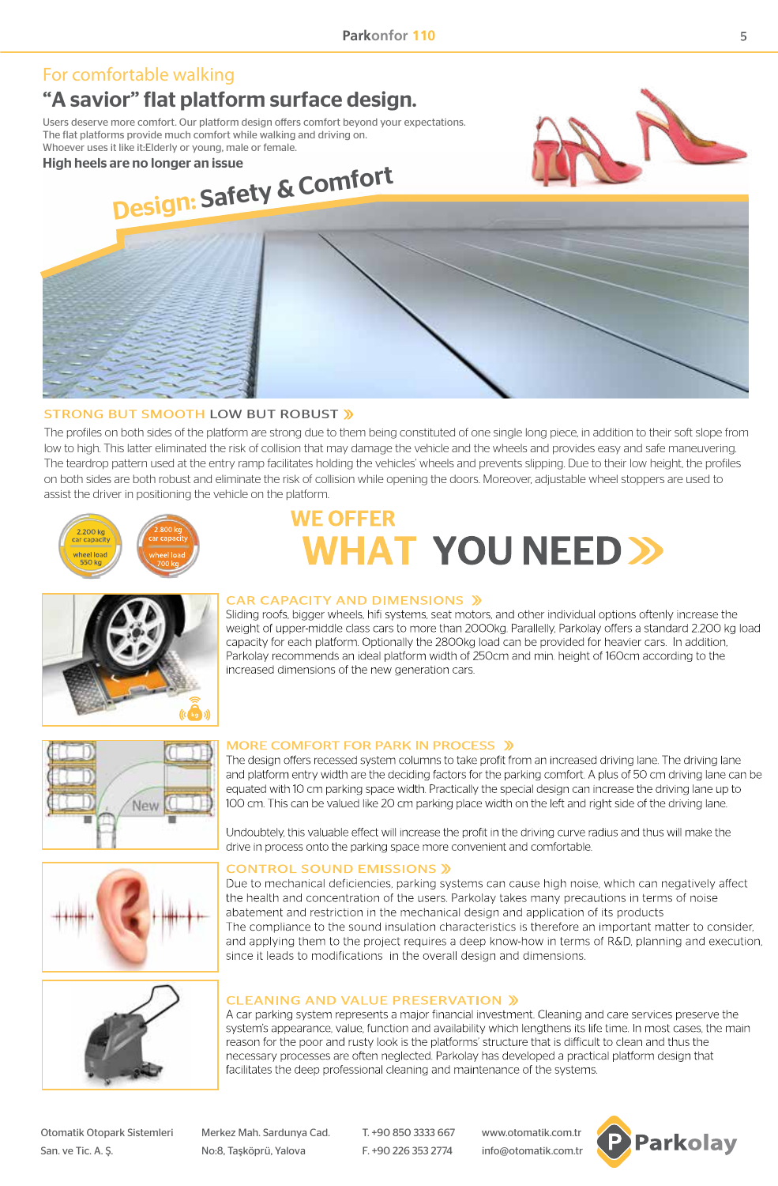## For comfortable walking

# "A savior" flat platform surface design.

Users deserve more comfort. Our platform design offers comfort beyond your expectations.
The flat platforms provide much comfort while walking and driving on.
Whoever uses it like it:Elderly or young, male or female.

**High heels are no longer an issue**

**Design: Safety & Comfort**

### STRONG BUT SMOOTH LOW BUT ROBUST »

The profiles on both sides of the platform are strong due to them being constituted of one single long piece, in addition to their soft slope from low to high. This latter eliminated the risk of collision that may damage the vehicle and the wheels and provides easy and safe maneuvering. The teardrop pattern used at the entry ramp facilitates holding the vehicles' wheels and prevents slipping. Due to their low height, the profiles on both sides are both robust and eliminate the risk of collision while opening the doors. Moreover, adjustable wheel stoppers are used to assist the driver in positioning the vehicle on the platform.

2.200 kg car capacity, wheel load 550 kg

2.800 kg car capacity, wheel load 700 kg

## WE OFFER WHAT YOU NEED »

### CAR CAPACITY AND DIMENSIONS »

Sliding roofs, bigger wheels, hifi systems, seat motors, and other individual options oftenly increase the weight of upper-middle class cars to more than 2000kg. Parallelly, Parkolay offers a standard 2.200 kg load capacity for each platform. Optionally the 2800kg load can be provided for heavier cars. In addition, Parkolay recommends an ideal platform width of 250cm and min. height of 160cm according to the increased dimensions of the new generation cars.

### MORE COMFORT FOR PARK IN PROCESS »

The design offers recessed system columns to take profit from an increased driving lane. The driving lane and platform entry width are the deciding factors for the parking comfort. A plus of 50 cm driving lane can be equated with 10 cm parking space width. Practically the special design can increase the driving lane up to 100 cm. This can be valued like 20 cm parking place width on the left and right side of the driving lane.

Undoubtely, this valuable effect will increase the profit in the driving curve radius and thus will make the drive in process onto the parking space more convenient and comfortable.

### CONTROL SOUND EMISSIONS »

Due to mechanical deficiencies, parking systems can cause high noise, which can negatively affect the health and concentration of the users. Parkolay takes many precautions in terms of noise abatement and restriction in the mechanical design and application of its products
The compliance to the sound insulation characteristics is therefore an important matter to consider, and applying them to the project requires a deep know-how in terms of R&D, planning and execution, since it leads to modifications in the overall design and dimensions.

### CLEANING AND VALUE PRESERVATION »

A car parking system represents a major financial investment. Cleaning and care services preserve the system's appearance, value, function and availability which lengthens its life time. In most cases, the main reason for the poor and rusty look is the platforms' structure that is difficult to clean and thus the necessary processes are often neglected. Parkolay has developed a practical platform design that facilitates the deep professional cleaning and maintenance of the systems.

Otomatik Otopark Sistemleri San. ve Tic. A. Ş. | Merkez Mah. Sardunya Cad. No:8, Taşköprü, Yalova | T. +90 850 3333 667 F. +90 226 353 2774 | www.otomatik.com.tr info@otomatik.com.tr | Parkolay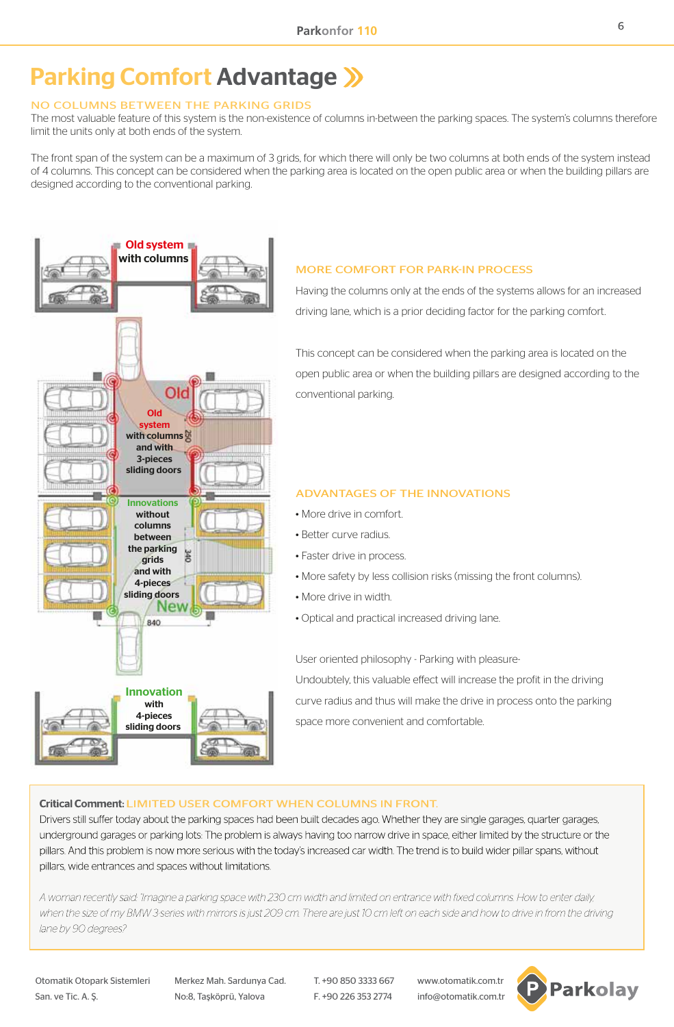# Parking Comfort Advantage »

## NO COLUMNS BETWEEN THE PARKING GRIDS

The most valuable feature of this system is the non-existence of columns in-between the parking spaces. The system's columns therefore limit the units only at both ends of the system.

The front span of the system can be a maximum of 3 grids, for which there will only be two columns at both ends of the system instead of 4 columns. This concept can be considered when the parking area is located on the open public area or when the building pillars are designed according to the conventional parking.

Old system with columns

Old

Old system with columns and with 3-pieces sliding doors

250

Innovations without columns between the parking grids and with 4-pieces sliding doors

340

New

840

Innovation with 4-pieces sliding doors

## MORE COMFORT FOR PARK-IN PROCESS

Having the columns only at the ends of the systems allows for an increased driving lane, which is a prior deciding factor for the parking comfort.

This concept can be considered when the parking area is located on the open public area or when the building pillars are designed according to the conventional parking.

## ADVANTAGES OF THE INNOVATIONS

- More drive in comfort.
- Better curve radius.
- Faster drive in process.
- More safety by less collision risks (missing the front columns).
- More drive in width.
- Optical and practical increased driving lane.

User oriented philosophy - Parking with pleasure-

Undoubtely, this valuable effect will increase the profit in the driving curve radius and thus will make the drive in process onto the parking space more convenient and comfortable.

**Critical Comment:** LIMITED USER COMFORT WHEN COLUMNS IN FRONT.

Drivers still suffer today about the parking spaces had been built decades ago. Whether they are single garages, quarter garages, underground garages or parking lots: The problem is always having too narrow drive in space, either limited by the structure or the pillars. And this problem is now more serious with the today's increased car width. The trend is to build wider pillar spans, without pillars, wide entrances and spaces without limitations.

*A woman recently said: 'Imagine a parking space with 230 cm width and limited on entrance with fixed columns. How to enter daily, when the size of my BMW 3-series with mirrors is just 209 cm. There are just 10 cm left on each side and how to drive in from the driving lane by 90 degrees?*

Otomatik Otopark Sistemleri San. ve Tic. A. Ş. | Merkez Mah. Sardunya Cad. No:8, Taşköprü, Yalova | T. +90 850 3333 667 F. +90 226 353 2774 | www.otomatik.com.tr info@otomatik.com.tr | Parkolay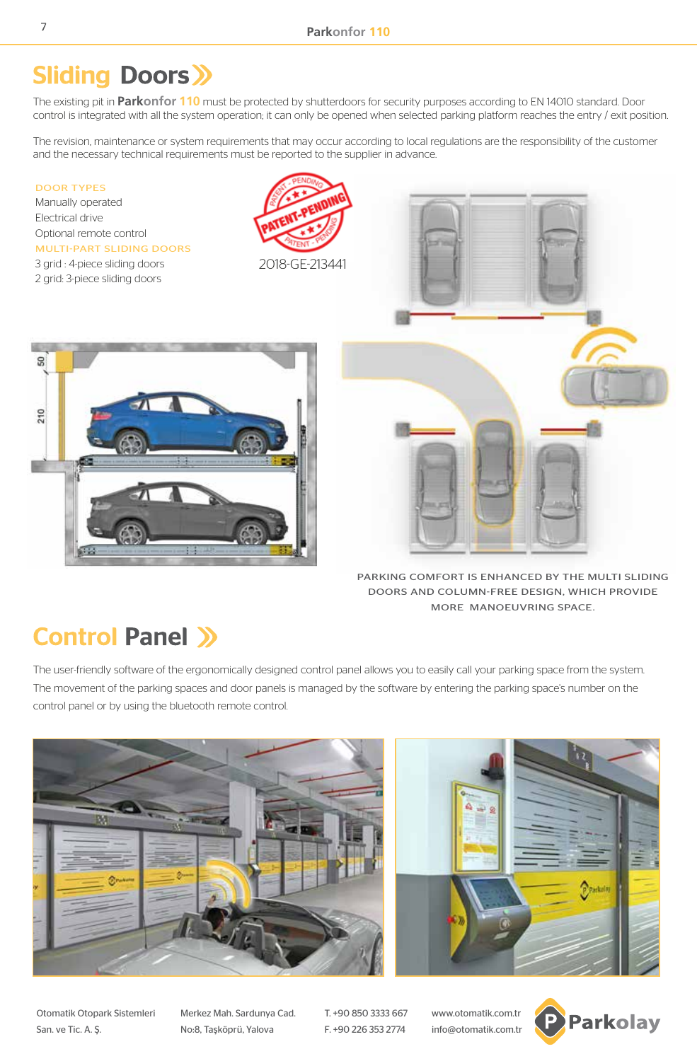## Sliding Doors

The existing pit in **Parkonfor 110** must be protected by shutterdoors for security purposes according to EN 14010 standard. Door control is integrated with all the system operation; it can only be opened when selected parking platform reaches the entry / exit position.

The revision, maintenance or system requirements that may occur according to local regulations are the responsibility of the customer and the necessary technical requirements must be reported to the supplier in advance.

DOOR TYPES

- Manually operated
- Electrical drive
- Optional remote control

MULTI-PART SLIDING DOORS

- 3 grid : 4-piece sliding doors
- 2 grid: 3-piece sliding doors

PATENT-PENDING

2018-GE-213441

PARKING COMFORT IS ENHANCED BY THE MULTI SLIDING DOORS AND COLUMN-FREE DESIGN, WHICH PROVIDE MORE MANOEUVRING SPACE.

## Control Panel

The user-friendly software of the ergonomically designed control panel allows you to easily call your parking space from the system. The movement of the parking spaces and door panels is managed by the software by entering the parking space's number on the control panel or by using the bluetooth remote control.

Otomatik Otopark Sistemleri San. ve Tic. A. Ş.

Merkez Mah. Sardunya Cad. No:8, Taşköprü, Yalova

T. +90 850 3333 667
F. +90 226 353 2774

www.otomatik.com.tr
info@otomatik.com.tr

Parkolay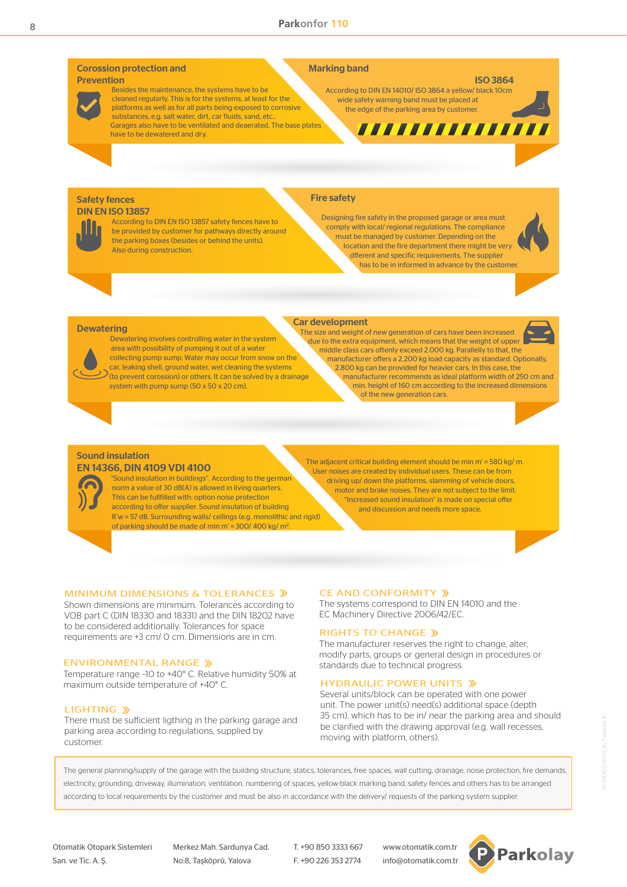## Corossion protection and Prevention

Besides the maintenance, the systems have to be cleaned regularly. This is for the systems, at least for the platforms as well as for all parts being exposed to corrosive substances, e.g. salt water, dirt, car fluids, sand, etc.. Garages also have to be ventilated and deaerated, The base plates have to be dewatered and dry.

## Marking band

**ISO 3864**

According to DIN EN 14010/ ISO 3864 a yellow/ black 10cm wide safety warning band must be placed at the edge of the parking area by customer.

## Safety fences DIN EN ISO 13857

According to DIN EN ISO 13857 safety fences have to be provided by customer for pathways directly around the parking boxes (besides or behind the units). Also during construction.

## Fire safety

Designing fire safety in the proposed garage or area must comply with local/ regional regulations. The compliance must be managed by customer. Depending on the location and the fire department there might be very different and specific requirements. The supplier has to be in informed in advance by the customer.

## Dewatering

Dewatering involves controlling water in the system area with possibility of pumping it out of a water collecting pump sump. Water may occur from snow on the car, leaking shell, ground water, wet cleaning the systems (to prevent corossion) or others. It can be solved by a drainage system with pump sump (50 x 50 x 20 cm).

## Car development

The size and weight of new generation of cars have been increased due to the extra equipment, which means that the weight of upper middle class cars oftenly exceed 2.000 kg. Parallelly to that, the manufacturer offers a 2.200 kg load capacity as standard. Optionally, 2.800 kg can be provided for heavier cars. In this case, the manufacturer recommends as ideal platform width of 250 cm and min. height of 160 cm according to the increased dimensions of the new generation cars.

## Sound insulation EN 14366, DIN 4109 VDI 4100

"Sound insulation in buildings". According to the german norm a value of 30 dB(A) is allowed in living quarters. This can be fullfilled with: option noise protection according to offer supplier. Sound insulation of building R'w = 57 dB. Surrounding walls/ ceilings (e.g. monolithic and rigid) of parking should be made of min m' = 300/ 400 kg/ m².

The adjacent critical building element should be min m' = 580 kg/ m. User noises are created by individual users. These can be from driving up/ down the platforms, slamming of vehicle doors, motor and brake noises. They are not subject to the limit. "Increased sound insulation" is made on special offer and discussion and needs more space.

### MINIMUM DIMENSIONS & TOLERANCES »

Shown dimensions are minimum. Tolerances according to VOB part C (DIN 18330 and 18331) and the DIN 18202 have to be considered additionally. Tolerances for space requirements are +3 cm/ 0 cm. Dimensions are in cm.

### ENVIRONMENTAL RANGE »

Temperature range -10 to +40° C. Relative humidity 50% at maximum outside temperature of +40° C.

### LIGHTING »

There must be sufficient ligthing in the parking garage and parking area according to regulations, supplied by customer.

### CE AND CONFORMITY »

The systems correspond to DIN EN 14010 and the EC Machinery Directive 2006/42/EC.

### RIGHTS TO CHANGE »

The manufacturer reserves the right to change, alter, modify parts, groups or general design in procedures or standards due to technical progress.

### HYDRAULIC POWER UNITS »

Several units/block can be operated with one power unit. The power unit(s) need(s) additional space (depth 35 cm), which has to be in/ near the parking area and should be clarified with the drawing approval (e.g. wall recesses, moving with platform, others).

The general planning/supply of the garage with the building structure, statics, tolerances, free spaces, wall cutting, drainage, noise protection, fire demands, electricity, grounding, driveway, illumination, ventilation, numbering of spaces, yellow-black marking band, safety fences and others has to be arranged according to local requirements by the customer and must be also in accordance with the delivery/ requests of the parking system supplier.

Otomatik Otopark Sistemleri San. ve Tic. A. Ş.
Merkez Mah. Sardunya Cad. No:8, Taşköprü, Yalova
T. +90 850 3333 667
F. +90 226 353 2774
www.otomatik.com.tr
info@otomatik.com.tr
Parkolay